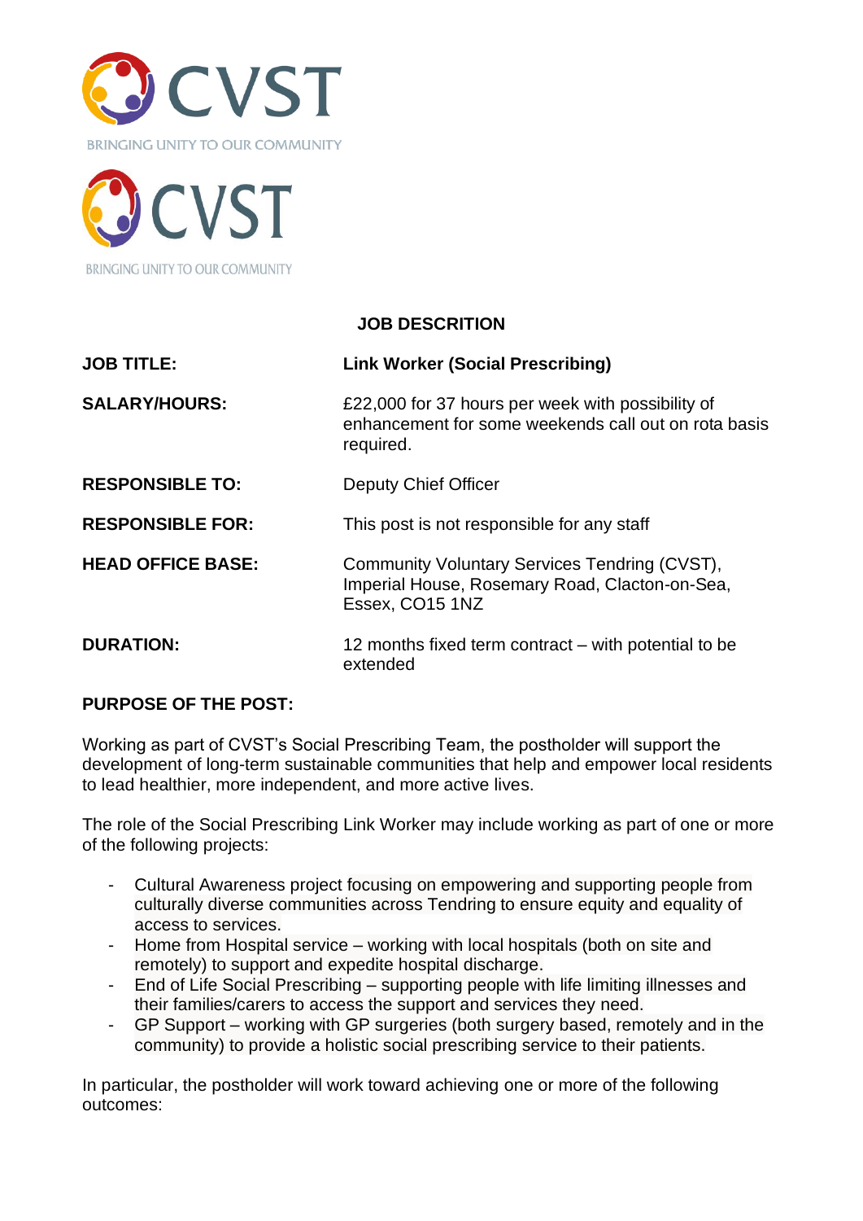CVST

BRINGING UNITY TO OUR COMMUNITY

CVST

BRINGING UNITY TO OUR COMMUNITY

**JOB DESCRITION**

| | |
|---|---|
| **JOB TITLE:** | **Link Worker (Social Prescribing)** |
| **SALARY/HOURS:** | £22,000 for 37 hours per week with possibility of enhancement for some weekends call out on rota basis required. |
| **RESPONSIBLE TO:** | Deputy Chief Officer |
| **RESPONSIBLE FOR:** | This post is not responsible for any staff |
| **HEAD OFFICE BASE:** | Community Voluntary Services Tendring (CVST), Imperial House, Rosemary Road, Clacton-on-Sea, Essex, CO15 1NZ |
| **DURATION:** | 12 months fixed term contract – with potential to be extended |

**PURPOSE OF THE POST:**

Working as part of CVST's Social Prescribing Team, the postholder will support the development of long-term sustainable communities that help and empower local residents to lead healthier, more independent, and more active lives.

The role of the Social Prescribing Link Worker may include working as part of one or more of the following projects:

- Cultural Awareness project focusing on empowering and supporting people from culturally diverse communities across Tendring to ensure equity and equality of access to services.
- Home from Hospital service – working with local hospitals (both on site and remotely) to support and expedite hospital discharge.
- End of Life Social Prescribing – supporting people with life limiting illnesses and their families/carers to access the support and services they need.
- GP Support – working with GP surgeries (both surgery based, remotely and in the community) to provide a holistic social prescribing service to their patients.

In particular, the postholder will work toward achieving one or more of the following outcomes: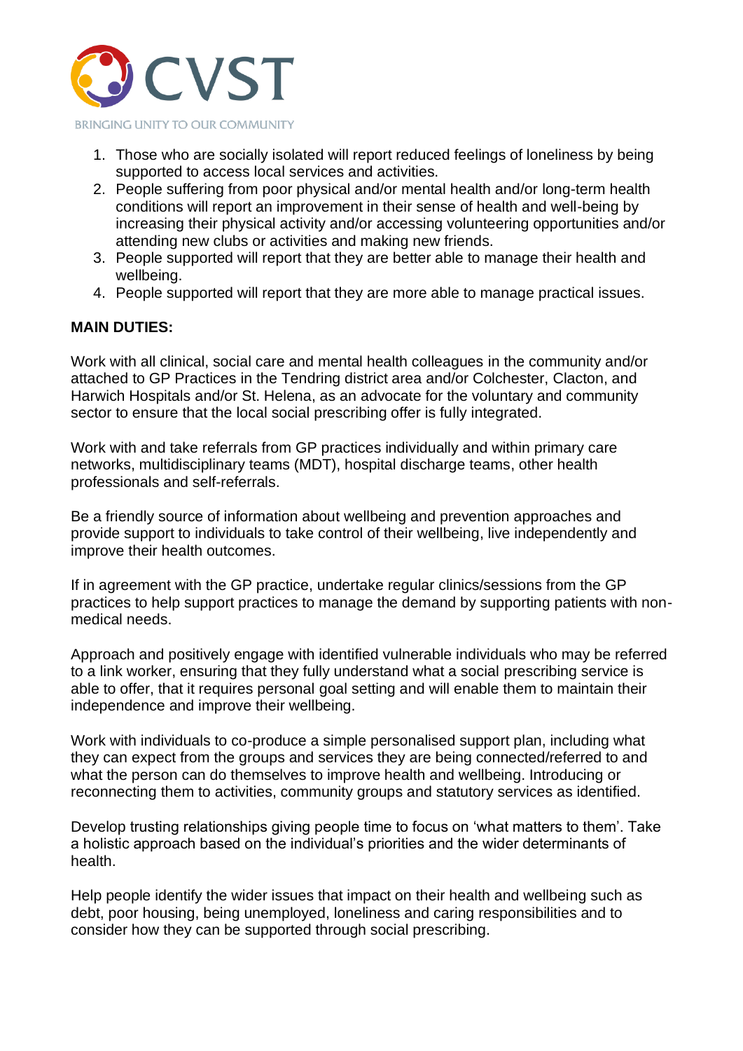1. Those who are socially isolated will report reduced feelings of loneliness by being supported to access local services and activities.
2. People suffering from poor physical and/or mental health and/or long-term health conditions will report an improvement in their sense of health and well-being by increasing their physical activity and/or accessing volunteering opportunities and/or attending new clubs or activities and making new friends.
3. People supported will report that they are better able to manage their health and wellbeing.
4. People supported will report that they are more able to manage practical issues.

**MAIN DUTIES:**

Work with all clinical, social care and mental health colleagues in the community and/or attached to GP Practices in the Tendring district area and/or Colchester, Clacton, and Harwich Hospitals and/or St. Helena, as an advocate for the voluntary and community sector to ensure that the local social prescribing offer is fully integrated.

Work with and take referrals from GP practices individually and within primary care networks, multidisciplinary teams (MDT), hospital discharge teams, other health professionals and self-referrals.

Be a friendly source of information about wellbeing and prevention approaches and provide support to individuals to take control of their wellbeing, live independently and improve their health outcomes.

If in agreement with the GP practice, undertake regular clinics/sessions from the GP practices to help support practices to manage the demand by supporting patients with non-medical needs.

Approach and positively engage with identified vulnerable individuals who may be referred to a link worker, ensuring that they fully understand what a social prescribing service is able to offer, that it requires personal goal setting and will enable them to maintain their independence and improve their wellbeing.

Work with individuals to co-produce a simple personalised support plan, including what they can expect from the groups and services they are being connected/referred to and what the person can do themselves to improve health and wellbeing. Introducing or reconnecting them to activities, community groups and statutory services as identified.

Develop trusting relationships giving people time to focus on 'what matters to them'. Take a holistic approach based on the individual's priorities and the wider determinants of health.

Help people identify the wider issues that impact on their health and wellbeing such as debt, poor housing, being unemployed, loneliness and caring responsibilities and to consider how they can be supported through social prescribing.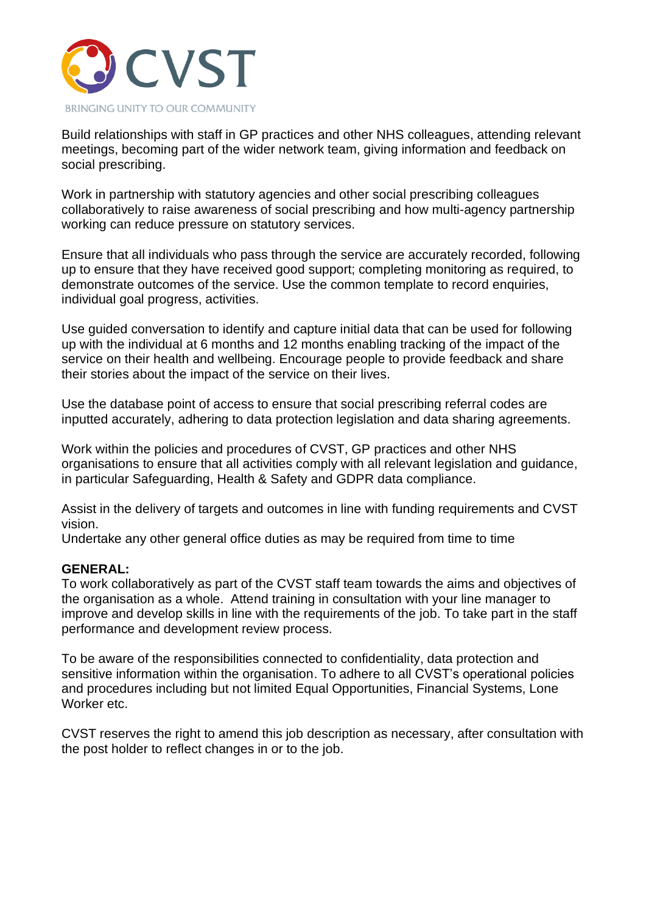Build relationships with staff in GP practices and other NHS colleagues, attending relevant meetings, becoming part of the wider network team, giving information and feedback on social prescribing.

Work in partnership with statutory agencies and other social prescribing colleagues collaboratively to raise awareness of social prescribing and how multi-agency partnership working can reduce pressure on statutory services.

Ensure that all individuals who pass through the service are accurately recorded, following up to ensure that they have received good support; completing monitoring as required, to demonstrate outcomes of the service. Use the common template to record enquiries, individual goal progress, activities.

Use guided conversation to identify and capture initial data that can be used for following up with the individual at 6 months and 12 months enabling tracking of the impact of the service on their health and wellbeing. Encourage people to provide feedback and share their stories about the impact of the service on their lives.

Use the database point of access to ensure that social prescribing referral codes are inputted accurately, adhering to data protection legislation and data sharing agreements.

Work within the policies and procedures of CVST, GP practices and other NHS organisations to ensure that all activities comply with all relevant legislation and guidance, in particular Safeguarding, Health & Safety and GDPR data compliance.

Assist in the delivery of targets and outcomes in line with funding requirements and CVST vision.
Undertake any other general office duties as may be required from time to time

**GENERAL:**
To work collaboratively as part of the CVST staff team towards the aims and objectives of the organisation as a whole. Attend training in consultation with your line manager to improve and develop skills in line with the requirements of the job. To take part in the staff performance and development review process.

To be aware of the responsibilities connected to confidentiality, data protection and sensitive information within the organisation. To adhere to all CVST's operational policies and procedures including but not limited Equal Opportunities, Financial Systems, Lone Worker etc.

CVST reserves the right to amend this job description as necessary, after consultation with the post holder to reflect changes in or to the job.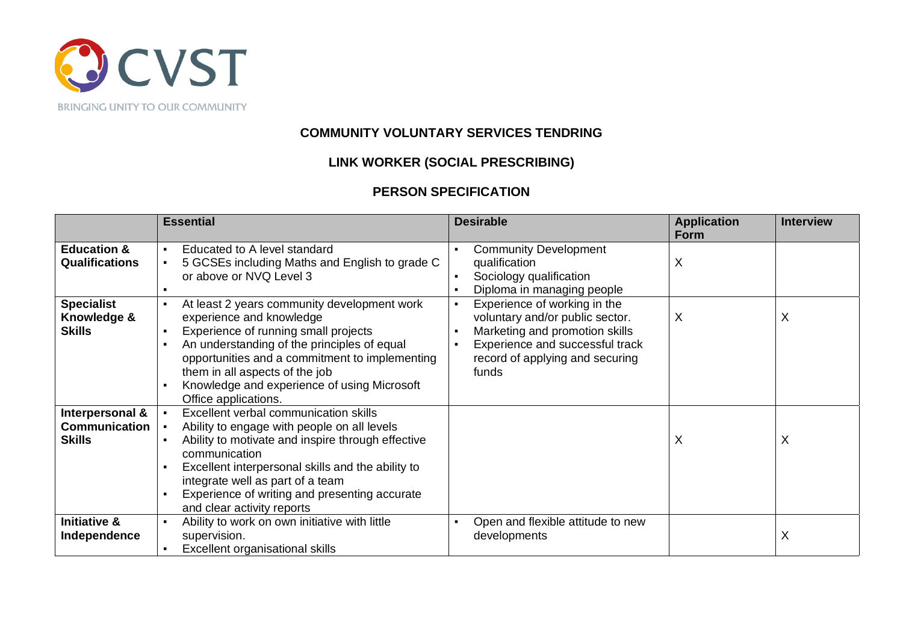CVST

BRINGING UNITY TO OUR COMMUNITY

# COMMUNITY VOLUNTARY SERVICES TENDRING

## LINK WORKER (SOCIAL PRESCRIBING)

## PERSON SPECIFICATION

| | Essential | Desirable | Application Form | Interview |
|---|---|---|---|---|
| **Education & Qualifications** | ▪ Educated to A level standard<br>▪ 5 GCSEs including Maths and English to grade C or above or NVQ Level 3<br>▪ | ▪ Community Development qualification<br>▪ Sociology qualification<br>▪ Diploma in managing people | X | |
| **Specialist Knowledge & Skills** | ▪ At least 2 years community development work experience and knowledge<br>▪ Experience of running small projects<br>▪ An understanding of the principles of equal opportunities and a commitment to implementing them in all aspects of the job<br>▪ Knowledge and experience of using Microsoft Office applications. | ▪ Experience of working in the voluntary and/or public sector.<br>▪ Marketing and promotion skills<br>▪ Experience and successful track record of applying and securing funds | X | X |
| **Interpersonal & Communication Skills** | ▪ Excellent verbal communication skills<br>▪ Ability to engage with people on all levels<br>▪ Ability to motivate and inspire through effective communication<br>▪ Excellent interpersonal skills and the ability to integrate well as part of a team<br>▪ Experience of writing and presenting accurate and clear activity reports | | X | X |
| **Initiative & Independence** | ▪ Ability to work on own initiative with little supervision.<br>▪ Excellent organisational skills | ▪ Open and flexible attitude to new developments | | X |